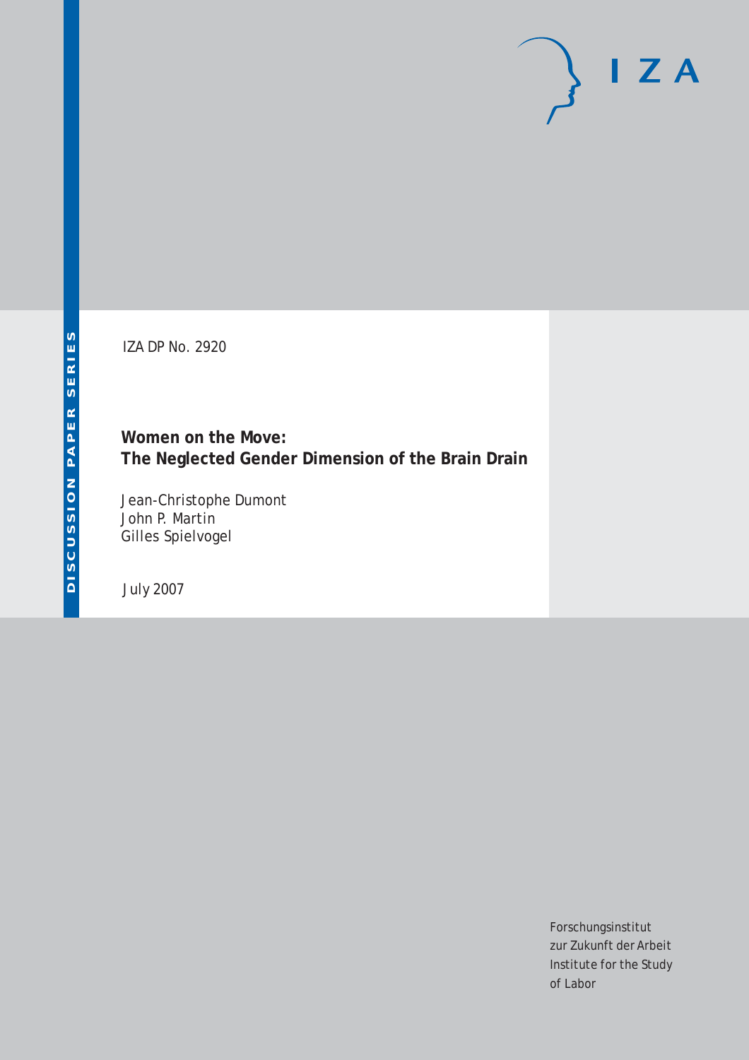DISCUSSION PAPER SERIES

IZA DP No. 2920

# Women on the Move: The Neglected Gender Dimension of the Brain Drain

Jean-Christophe Dumont
John P. Martin
Gilles Spielvogel

July 2007

IZA

Forschungsinstitut
zur Zukunft der Arbeit
Institute for the Study
of Labor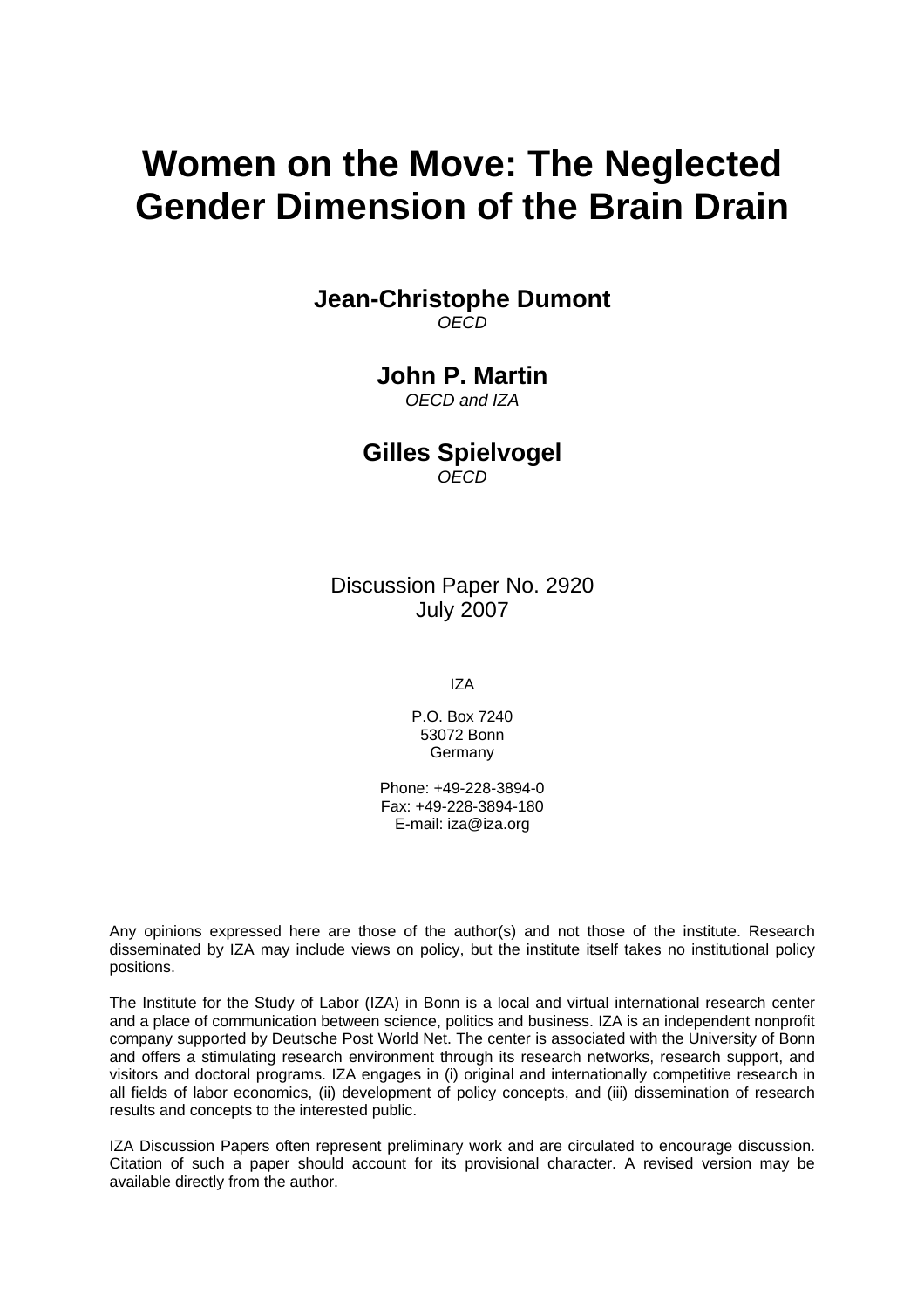# Women on the Move: The Neglected Gender Dimension of the Brain Drain

**Jean-Christophe Dumont**
*OECD*

**John P. Martin**
*OECD and IZA*

**Gilles Spielvogel**
*OECD*

Discussion Paper No. 2920
July 2007

IZA

P.O. Box 7240
53072 Bonn
Germany

Phone: +49-228-3894-0
Fax: +49-228-3894-180
E-mail: iza@iza.org

Any opinions expressed here are those of the author(s) and not those of the institute. Research disseminated by IZA may include views on policy, but the institute itself takes no institutional policy positions.

The Institute for the Study of Labor (IZA) in Bonn is a local and virtual international research center and a place of communication between science, politics and business. IZA is an independent nonprofit company supported by Deutsche Post World Net. The center is associated with the University of Bonn and offers a stimulating research environment through its research networks, research support, and visitors and doctoral programs. IZA engages in (i) original and internationally competitive research in all fields of labor economics, (ii) development of policy concepts, and (iii) dissemination of research results and concepts to the interested public.

IZA Discussion Papers often represent preliminary work and are circulated to encourage discussion. Citation of such a paper should account for its provisional character. A revised version may be available directly from the author.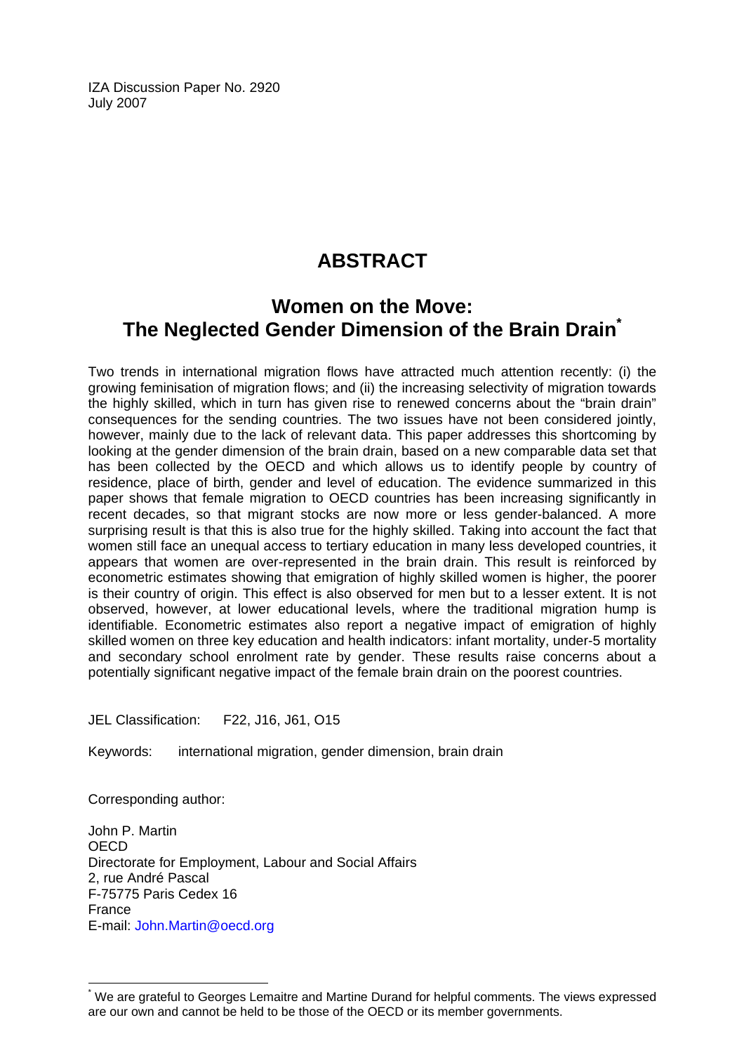IZA Discussion Paper No. 2920
July 2007

# ABSTRACT

## Women on the Move: The Neglected Gender Dimension of the Brain Drain*

Two trends in international migration flows have attracted much attention recently: (i) the growing feminisation of migration flows; and (ii) the increasing selectivity of migration towards the highly skilled, which in turn has given rise to renewed concerns about the "brain drain" consequences for the sending countries. The two issues have not been considered jointly, however, mainly due to the lack of relevant data. This paper addresses this shortcoming by looking at the gender dimension of the brain drain, based on a new comparable data set that has been collected by the OECD and which allows us to identify people by country of residence, place of birth, gender and level of education. The evidence summarized in this paper shows that female migration to OECD countries has been increasing significantly in recent decades, so that migrant stocks are now more or less gender-balanced. A more surprising result is that this is also true for the highly skilled. Taking into account the fact that women still face an unequal access to tertiary education in many less developed countries, it appears that women are over-represented in the brain drain. This result is reinforced by econometric estimates showing that emigration of highly skilled women is higher, the poorer is their country of origin. This effect is also observed for men but to a lesser extent. It is not observed, however, at lower educational levels, where the traditional migration hump is identifiable. Econometric estimates also report a negative impact of emigration of highly skilled women on three key education and health indicators: infant mortality, under-5 mortality and secondary school enrolment rate by gender. These results raise concerns about a potentially significant negative impact of the female brain drain on the poorest countries.

JEL Classification: F22, J16, J61, O15

Keywords: international migration, gender dimension, brain drain

Corresponding author:

John P. Martin
OECD
Directorate for Employment, Labour and Social Affairs
2, rue André Pascal
F-75775 Paris Cedex 16
France
E-mail: John.Martin@oecd.org

---

* We are grateful to Georges Lemaitre and Martine Durand for helpful comments. The views expressed are our own and cannot be held to be those of the OECD or its member governments.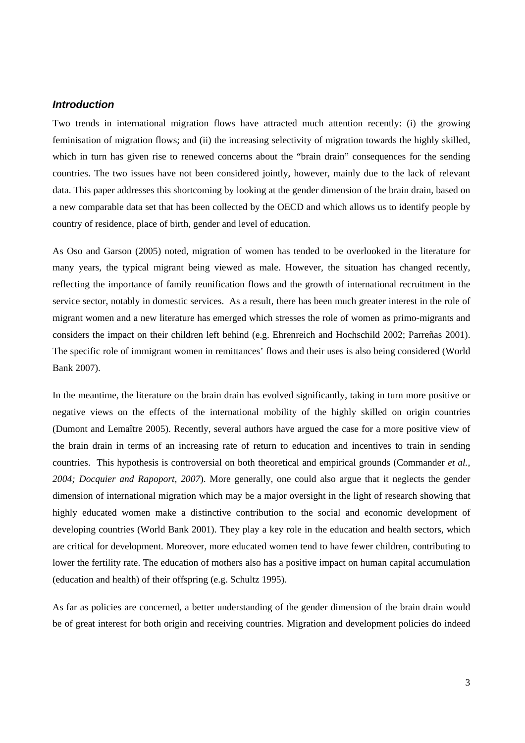## *Introduction*

Two trends in international migration flows have attracted much attention recently: (i) the growing feminisation of migration flows; and (ii) the increasing selectivity of migration towards the highly skilled, which in turn has given rise to renewed concerns about the "brain drain" consequences for the sending countries. The two issues have not been considered jointly, however, mainly due to the lack of relevant data. This paper addresses this shortcoming by looking at the gender dimension of the brain drain, based on a new comparable data set that has been collected by the OECD and which allows us to identify people by country of residence, place of birth, gender and level of education.

As Oso and Garson (2005) noted, migration of women has tended to be overlooked in the literature for many years, the typical migrant being viewed as male. However, the situation has changed recently, reflecting the importance of family reunification flows and the growth of international recruitment in the service sector, notably in domestic services. As a result, there has been much greater interest in the role of migrant women and a new literature has emerged which stresses the role of women as primo-migrants and considers the impact on their children left behind (e.g. Ehrenreich and Hochschild 2002; Parreñas 2001). The specific role of immigrant women in remittances' flows and their uses is also being considered (World Bank 2007).

In the meantime, the literature on the brain drain has evolved significantly, taking in turn more positive or negative views on the effects of the international mobility of the highly skilled on origin countries (Dumont and Lemaître 2005). Recently, several authors have argued the case for a more positive view of the brain drain in terms of an increasing rate of return to education and incentives to train in sending countries. This hypothesis is controversial on both theoretical and empirical grounds (Commander *et al., 2004; Docquier and Rapoport, 2007*). More generally, one could also argue that it neglects the gender dimension of international migration which may be a major oversight in the light of research showing that highly educated women make a distinctive contribution to the social and economic development of developing countries (World Bank 2001). They play a key role in the education and health sectors, which are critical for development. Moreover, more educated women tend to have fewer children, contributing to lower the fertility rate. The education of mothers also has a positive impact on human capital accumulation (education and health) of their offspring (e.g. Schultz 1995).

As far as policies are concerned, a better understanding of the gender dimension of the brain drain would be of great interest for both origin and receiving countries. Migration and development policies do indeed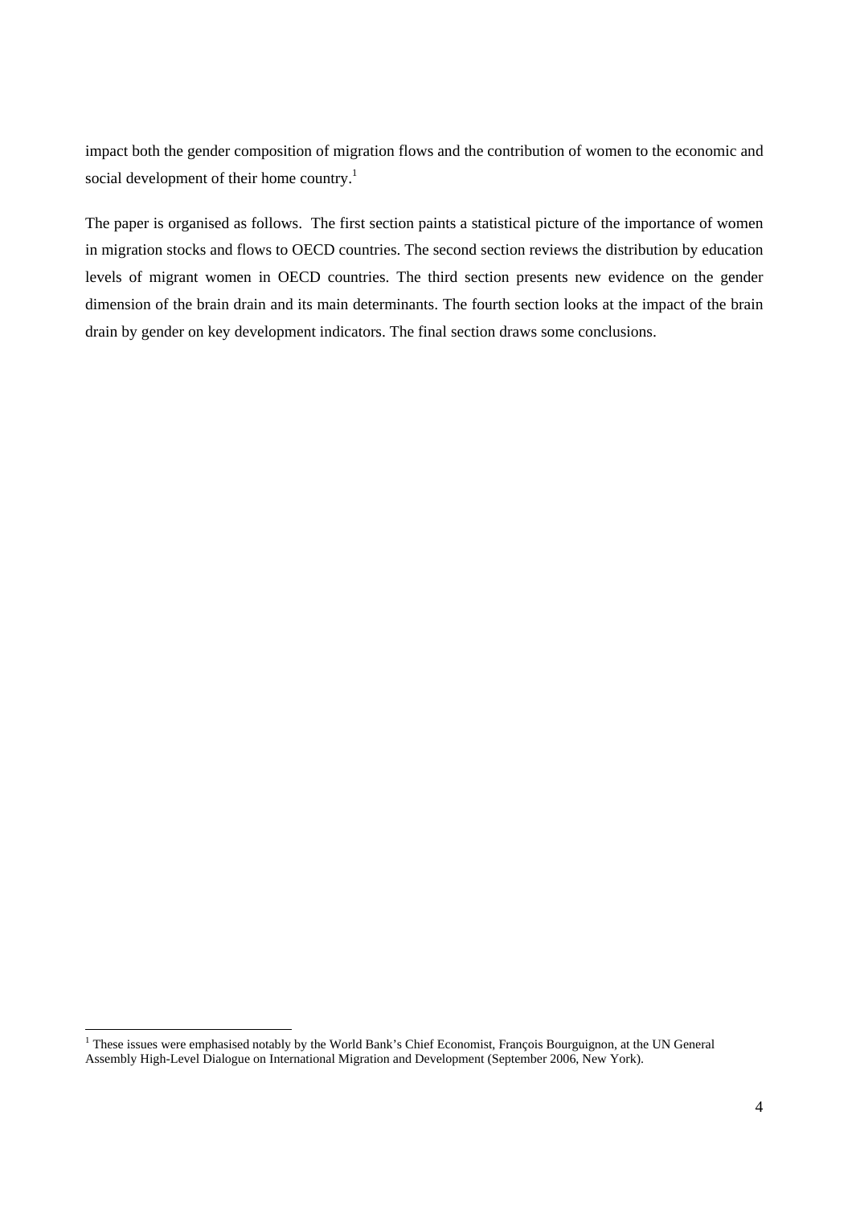impact both the gender composition of migration flows and the contribution of women to the economic and social development of their home country.[1]

The paper is organised as follows. The first section paints a statistical picture of the importance of women in migration stocks and flows to OECD countries. The second section reviews the distribution by education levels of migrant women in OECD countries. The third section presents new evidence on the gender dimension of the brain drain and its main determinants. The fourth section looks at the impact of the brain drain by gender on key development indicators. The final section draws some conclusions.

[1] These issues were emphasised notably by the World Bank's Chief Economist, François Bourguignon, at the UN General Assembly High-Level Dialogue on International Migration and Development (September 2006, New York).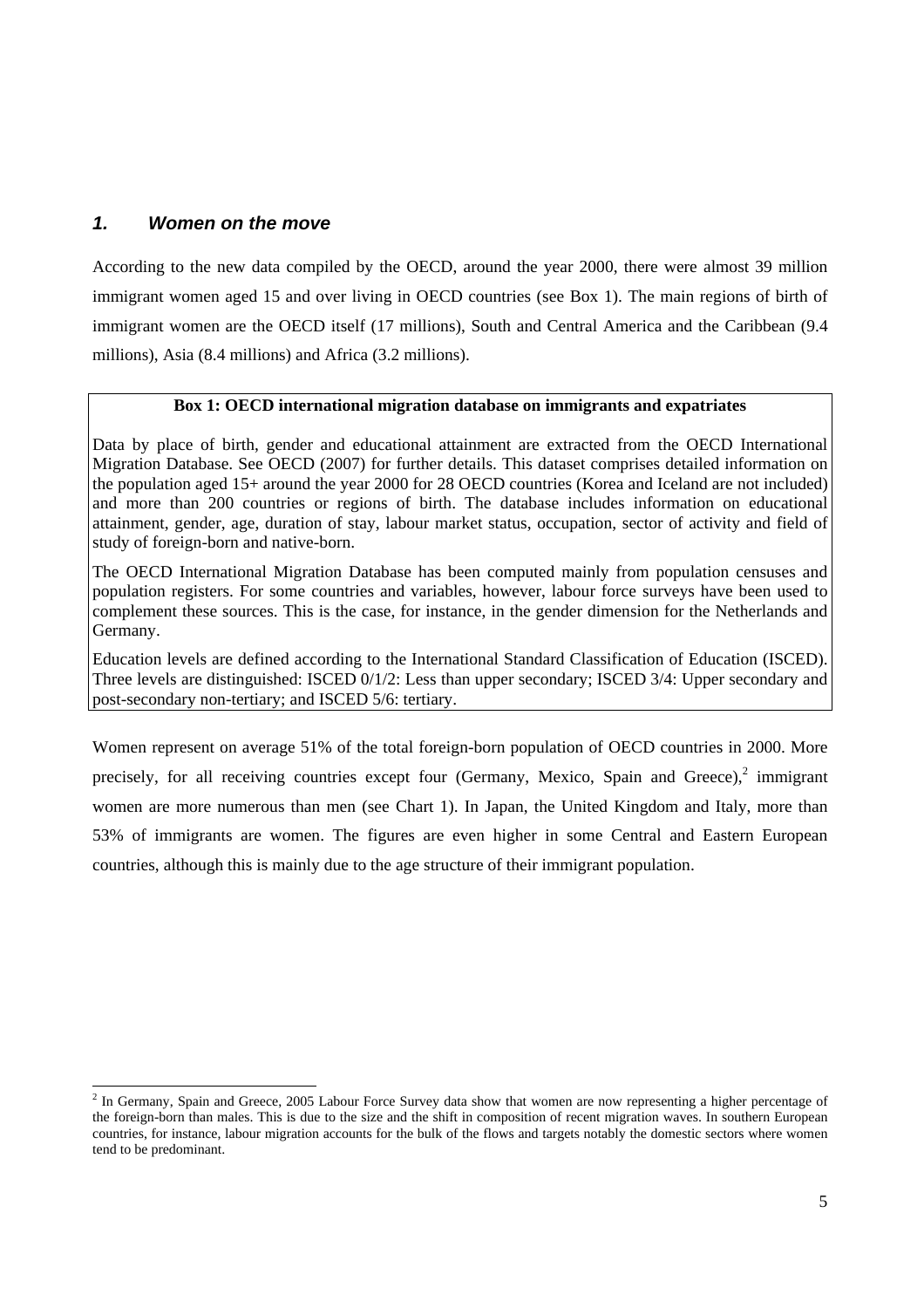## *1. Women on the move*

According to the new data compiled by the OECD, around the year 2000, there were almost 39 million immigrant women aged 15 and over living in OECD countries (see Box 1). The main regions of birth of immigrant women are the OECD itself (17 millions), South and Central America and the Caribbean (9.4 millions), Asia (8.4 millions) and Africa (3.2 millions).

> **Box 1: OECD international migration database on immigrants and expatriates**
>
> Data by place of birth, gender and educational attainment are extracted from the OECD International Migration Database. See OECD (2007) for further details. This dataset comprises detailed information on the population aged 15+ around the year 2000 for 28 OECD countries (Korea and Iceland are not included) and more than 200 countries or regions of birth. The database includes information on educational attainment, gender, age, duration of stay, labour market status, occupation, sector of activity and field of study of foreign-born and native-born.
>
> The OECD International Migration Database has been computed mainly from population censuses and population registers. For some countries and variables, however, labour force surveys have been used to complement these sources. This is the case, for instance, in the gender dimension for the Netherlands and Germany.
>
> Education levels are defined according to the International Standard Classification of Education (ISCED). Three levels are distinguished: ISCED 0/1/2: Less than upper secondary; ISCED 3/4: Upper secondary and post-secondary non-tertiary; and ISCED 5/6: tertiary.

Women represent on average 51% of the total foreign-born population of OECD countries in 2000. More precisely, for all receiving countries except four (Germany, Mexico, Spain and Greece),[2] immigrant women are more numerous than men (see Chart 1). In Japan, the United Kingdom and Italy, more than 53% of immigrants are women. The figures are even higher in some Central and Eastern European countries, although this is mainly due to the age structure of their immigrant population.

[2] In Germany, Spain and Greece, 2005 Labour Force Survey data show that women are now representing a higher percentage of the foreign-born than males. This is due to the size and the shift in composition of recent migration waves. In southern European countries, for instance, labour migration accounts for the bulk of the flows and targets notably the domestic sectors where women tend to be predominant.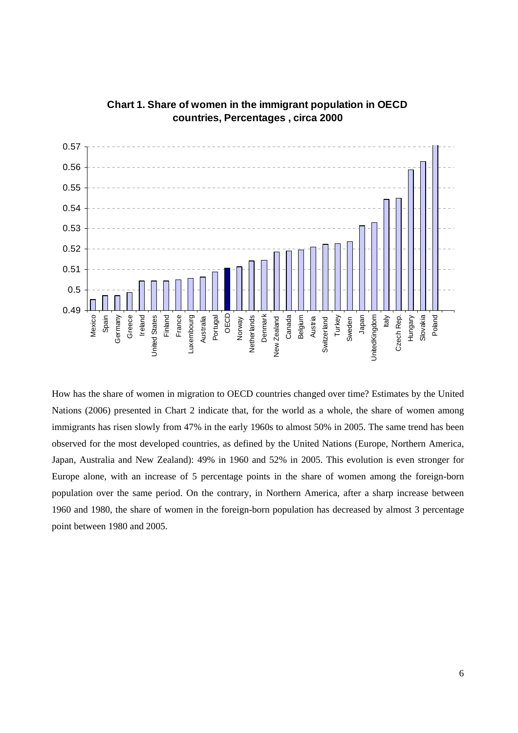**Chart 1. Share of women in the immigrant population in OECD countries, Percentages , circa 2000**

How has the share of women in migration to OECD countries changed over time? Estimates by the United Nations (2006) presented in Chart 2 indicate that, for the world as a whole, the share of women among immigrants has risen slowly from 47% in the early 1960s to almost 50% in 2005. The same trend has been observed for the most developed countries, as defined by the United Nations (Europe, Northern America, Japan, Australia and New Zealand): 49% in 1960 and 52% in 2005. This evolution is even stronger for Europe alone, with an increase of 5 percentage points in the share of women among the foreign-born population over the same period. On the contrary, in Northern America, after a sharp increase between 1960 and 1980, the share of women in the foreign-born population has decreased by almost 3 percentage point between 1980 and 2005.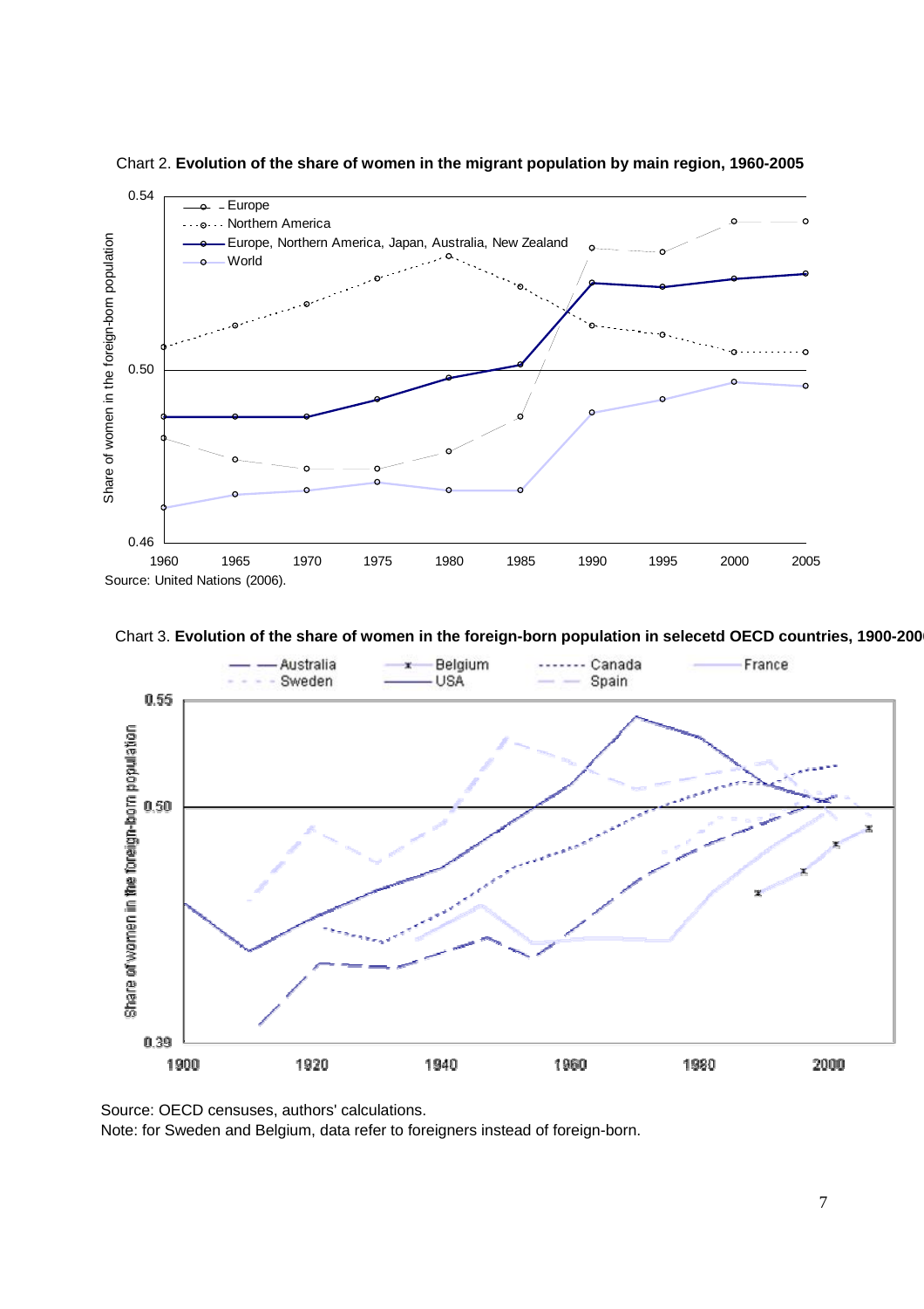Chart 2. **Evolution of the share of women in the migrant population by main region, 1960-2005**

Source: United Nations (2006).

Chart 3. **Evolution of the share of women in the foreign-born population in selecetd OECD countries, 1900-2000**

Source: OECD censuses, authors' calculations.
Note: for Sweden and Belgium, data refer to foreigners instead of foreign-born.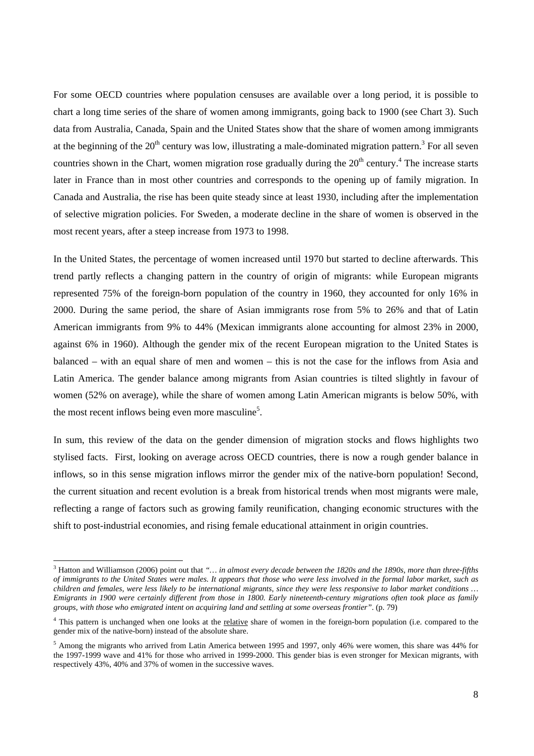For some OECD countries where population censuses are available over a long period, it is possible to chart a long time series of the share of women among immigrants, going back to 1900 (see Chart 3). Such data from Australia, Canada, Spain and the United States show that the share of women among immigrants at the beginning of the 20th century was low, illustrating a male-dominated migration pattern.[3] For all seven countries shown in the Chart, women migration rose gradually during the 20th century.[4] The increase starts later in France than in most other countries and corresponds to the opening up of family migration. In Canada and Australia, the rise has been quite steady since at least 1930, including after the implementation of selective migration policies. For Sweden, a moderate decline in the share of women is observed in the most recent years, after a steep increase from 1973 to 1998.

In the United States, the percentage of women increased until 1970 but started to decline afterwards. This trend partly reflects a changing pattern in the country of origin of migrants: while European migrants represented 75% of the foreign-born population of the country in 1960, they accounted for only 16% in 2000. During the same period, the share of Asian immigrants rose from 5% to 26% and that of Latin American immigrants from 9% to 44% (Mexican immigrants alone accounting for almost 23% in 2000, against 6% in 1960). Although the gender mix of the recent European migration to the United States is balanced – with an equal share of men and women – this is not the case for the inflows from Asia and Latin America. The gender balance among migrants from Asian countries is tilted slightly in favour of women (52% on average), while the share of women among Latin American migrants is below 50%, with the most recent inflows being even more masculine[5].

In sum, this review of the data on the gender dimension of migration stocks and flows highlights two stylised facts. First, looking on average across OECD countries, there is now a rough gender balance in inflows, so in this sense migration inflows mirror the gender mix of the native-born population! Second, the current situation and recent evolution is a break from historical trends when most migrants were male, reflecting a range of factors such as growing family reunification, changing economic structures with the shift to post-industrial economies, and rising female educational attainment in origin countries.

---

[3] Hatton and Williamson (2006) point out that *"… in almost every decade between the 1820s and the 1890s, more than three-fifths of immigrants to the United States were males. It appears that those who were less involved in the formal labor market, such as children and females, were less likely to be international migrants, since they were less responsive to labor market conditions … Emigrants in 1900 were certainly different from those in 1800. Early nineteenth-century migrations often took place as family groups, with those who emigrated intent on acquiring land and settling at some overseas frontier"*. (p. 79)

[4] This pattern is unchanged when one looks at the relative share of women in the foreign-born population (i.e. compared to the gender mix of the native-born) instead of the absolute share.

[5] Among the migrants who arrived from Latin America between 1995 and 1997, only 46% were women, this share was 44% for the 1997-1999 wave and 41% for those who arrived in 1999-2000. This gender bias is even stronger for Mexican migrants, with respectively 43%, 40% and 37% of women in the successive waves.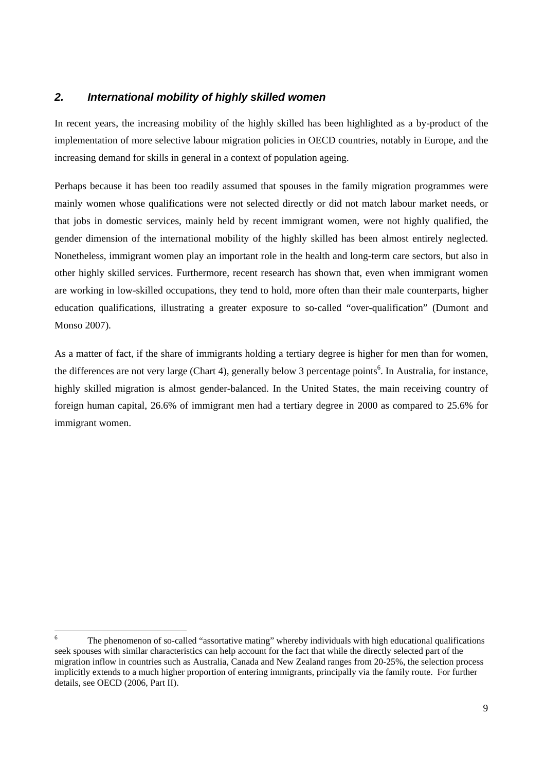## *2. International mobility of highly skilled women*

In recent years, the increasing mobility of the highly skilled has been highlighted as a by-product of the implementation of more selective labour migration policies in OECD countries, notably in Europe, and the increasing demand for skills in general in a context of population ageing.

Perhaps because it has been too readily assumed that spouses in the family migration programmes were mainly women whose qualifications were not selected directly or did not match labour market needs, or that jobs in domestic services, mainly held by recent immigrant women, were not highly qualified, the gender dimension of the international mobility of the highly skilled has been almost entirely neglected. Nonetheless, immigrant women play an important role in the health and long-term care sectors, but also in other highly skilled services. Furthermore, recent research has shown that, even when immigrant women are working in low-skilled occupations, they tend to hold, more often than their male counterparts, higher education qualifications, illustrating a greater exposure to so-called "over-qualification" (Dumont and Monso 2007).

As a matter of fact, if the share of immigrants holding a tertiary degree is higher for men than for women, the differences are not very large (Chart 4), generally below 3 percentage points[6]. In Australia, for instance, highly skilled migration is almost gender-balanced. In the United States, the main receiving country of foreign human capital, 26.6% of immigrant men had a tertiary degree in 2000 as compared to 25.6% for immigrant women.

---

[6] The phenomenon of so-called "assortative mating" whereby individuals with high educational qualifications seek spouses with similar characteristics can help account for the fact that while the directly selected part of the migration inflow in countries such as Australia, Canada and New Zealand ranges from 20-25%, the selection process implicitly extends to a much higher proportion of entering immigrants, principally via the family route. For further details, see OECD (2006, Part II).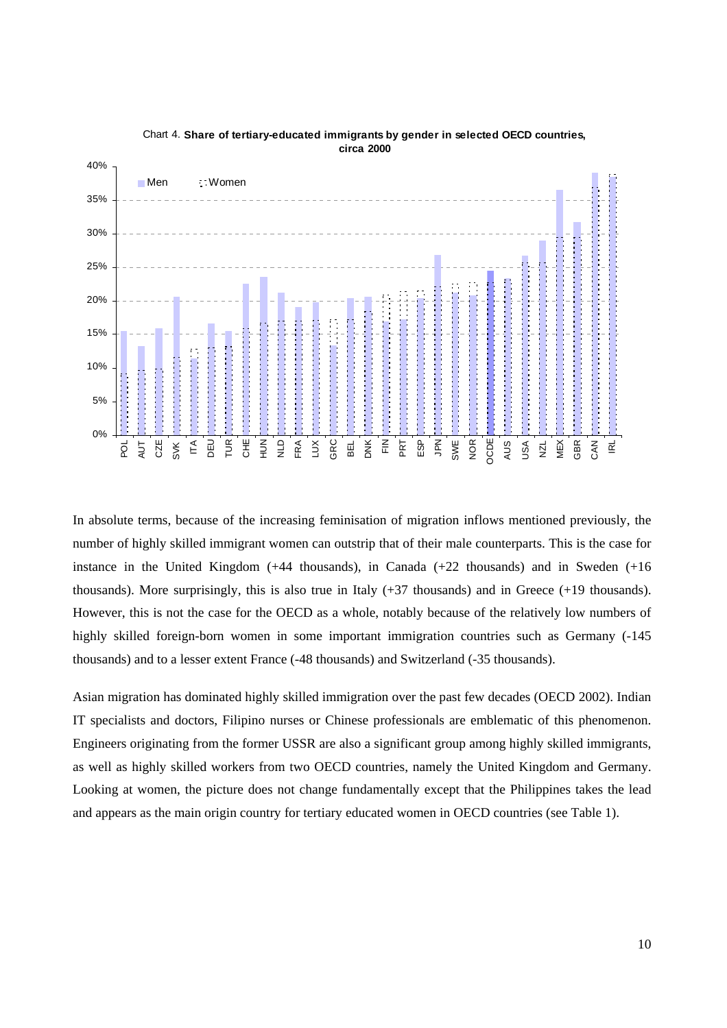Chart 4. **Share of tertiary-educated immigrants by gender in selected OECD countries, circa 2000**

In absolute terms, because of the increasing feminisation of migration inflows mentioned previously, the number of highly skilled immigrant women can outstrip that of their male counterparts. This is the case for instance in the United Kingdom (+44 thousands), in Canada (+22 thousands) and in Sweden (+16 thousands). More surprisingly, this is also true in Italy (+37 thousands) and in Greece (+19 thousands). However, this is not the case for the OECD as a whole, notably because of the relatively low numbers of highly skilled foreign-born women in some important immigration countries such as Germany (-145 thousands) and to a lesser extent France (-48 thousands) and Switzerland (-35 thousands).

Asian migration has dominated highly skilled immigration over the past few decades (OECD 2002). Indian IT specialists and doctors, Filipino nurses or Chinese professionals are emblematic of this phenomenon. Engineers originating from the former USSR are also a significant group among highly skilled immigrants, as well as highly skilled workers from two OECD countries, namely the United Kingdom and Germany. Looking at women, the picture does not change fundamentally except that the Philippines takes the lead and appears as the main origin country for tertiary educated women in OECD countries (see Table 1).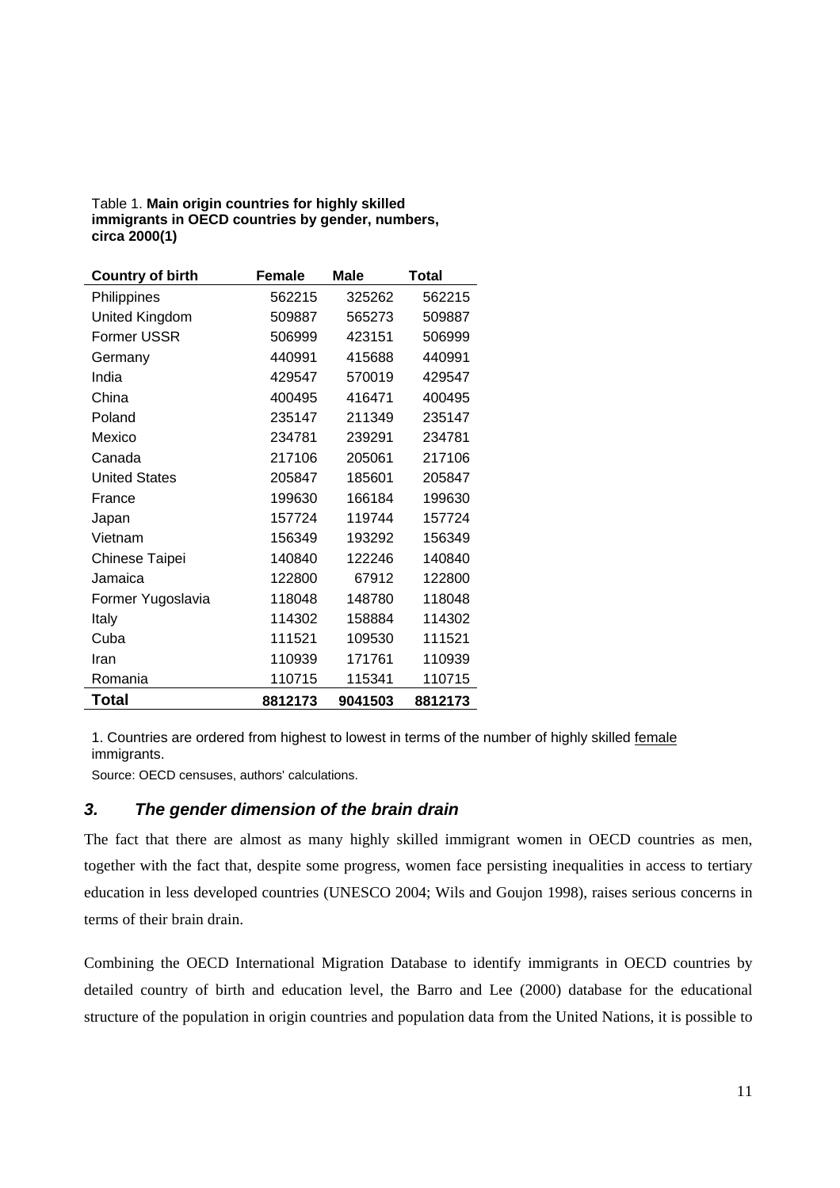Table 1. **Main origin countries for highly skilled immigrants in OECD countries by gender, numbers, circa 2000(1)**

| Country of birth | Female | Male | Total |
|---|---|---|---|
| Philippines | 562215 | 325262 | 562215 |
| United Kingdom | 509887 | 565273 | 509887 |
| Former USSR | 506999 | 423151 | 506999 |
| Germany | 440991 | 415688 | 440991 |
| India | 429547 | 570019 | 429547 |
| China | 400495 | 416471 | 400495 |
| Poland | 235147 | 211349 | 235147 |
| Mexico | 234781 | 239291 | 234781 |
| Canada | 217106 | 205061 | 217106 |
| United States | 205847 | 185601 | 205847 |
| France | 199630 | 166184 | 199630 |
| Japan | 157724 | 119744 | 157724 |
| Vietnam | 156349 | 193292 | 156349 |
| Chinese Taipei | 140840 | 122246 | 140840 |
| Jamaica | 122800 | 67912 | 122800 |
| Former Yugoslavia | 118048 | 148780 | 118048 |
| Italy | 114302 | 158884 | 114302 |
| Cuba | 111521 | 109530 | 111521 |
| Iran | 110939 | 171761 | 110939 |
| Romania | 110715 | 115341 | 110715 |
| **Total** | **8812173** | **9041503** | **8812173** |

1. Countries are ordered from highest to lowest in terms of the number of highly skilled female immigrants.

Source: OECD censuses, authors' calculations.

### *3. The gender dimension of the brain drain*

The fact that there are almost as many highly skilled immigrant women in OECD countries as men, together with the fact that, despite some progress, women face persisting inequalities in access to tertiary education in less developed countries (UNESCO 2004; Wils and Goujon 1998), raises serious concerns in terms of their brain drain.

Combining the OECD International Migration Database to identify immigrants in OECD countries by detailed country of birth and education level, the Barro and Lee (2000) database for the educational structure of the population in origin countries and population data from the United Nations, it is possible to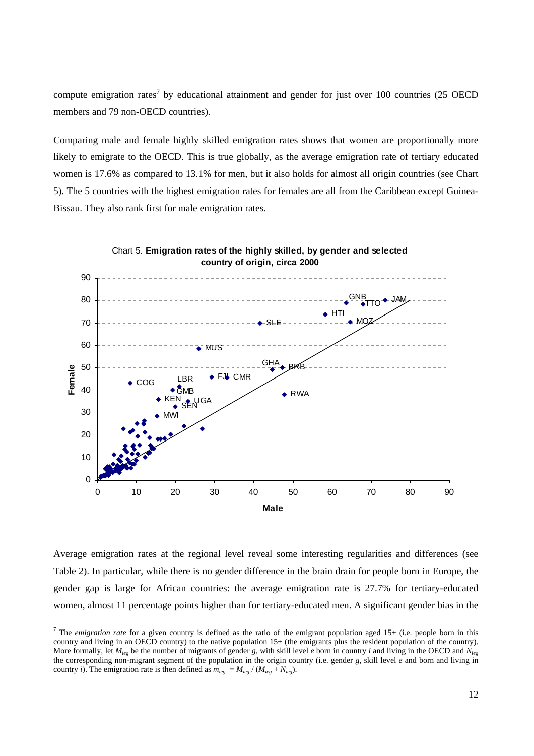compute emigration rates[7] by educational attainment and gender for just over 100 countries (25 OECD members and 79 non-OECD countries).

Comparing male and female highly skilled emigration rates shows that women are proportionally more likely to emigrate to the OECD. This is true globally, as the average emigration rate of tertiary educated women is 17.6% as compared to 13.1% for men, but it also holds for almost all origin countries (see Chart 5). The 5 countries with the highest emigration rates for females are all from the Caribbean except Guinea-Bissau. They also rank first for male emigration rates.

Chart 5. **Emigration rates of the highly skilled, by gender and selected country of origin, circa 2000**

Average emigration rates at the regional level reveal some interesting regularities and differences (see Table 2). In particular, while there is no gender difference in the brain drain for people born in Europe, the gender gap is large for African countries: the average emigration rate is 27.7% for tertiary-educated women, almost 11 percentage points higher than for tertiary-educated men. A significant gender bias in the

[7] The *emigration rate* for a given country is defined as the ratio of the emigrant population aged 15+ (i.e. people born in this country and living in an OECD country) to the native population 15+ (the emigrants plus the resident population of the country). More formally, let $M_{ieg}$ be the number of migrants of gender *g*, with skill level *e* born in country *i* and living in the OECD and $N_{ieg}$ the corresponding non-migrant segment of the population in the origin country (i.e. gender *g*, skill level *e* and born and living in country *i*). The emigration rate is then defined as $m_{ieg} = M_{ieg} / (M_{ieg} + N_{ieg})$.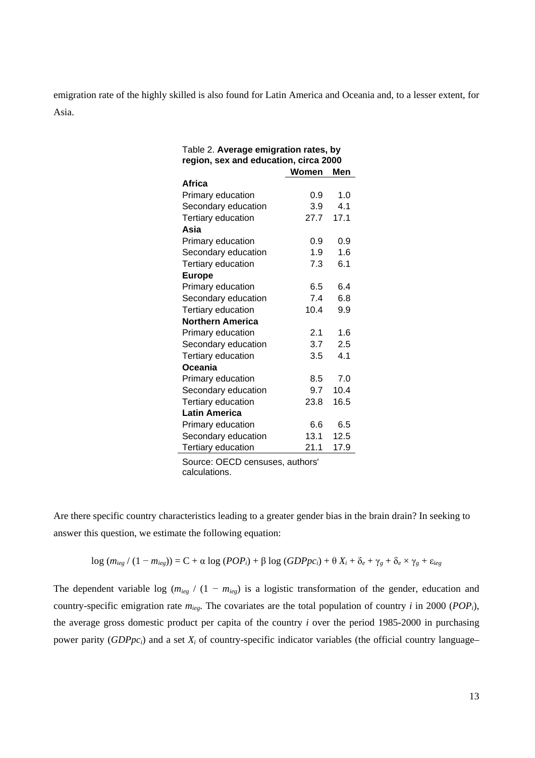emigration rate of the highly skilled is also found for Latin America and Oceania and, to a lesser extent, for Asia.

Table 2. **Average emigration rates, by region, sex and education, circa 2000**

| | Women | Men |
|---|---|---|
| **Africa** | | |
| Primary education | 0.9 | 1.0 |
| Secondary education | 3.9 | 4.1 |
| Tertiary education | 27.7 | 17.1 |
| **Asia** | | |
| Primary education | 0.9 | 0.9 |
| Secondary education | 1.9 | 1.6 |
| Tertiary education | 7.3 | 6.1 |
| **Europe** | | |
| Primary education | 6.5 | 6.4 |
| Secondary education | 7.4 | 6.8 |
| Tertiary education | 10.4 | 9.9 |
| **Northern America** | | |
| Primary education | 2.1 | 1.6 |
| Secondary education | 3.7 | 2.5 |
| Tertiary education | 3.5 | 4.1 |
| **Oceania** | | |
| Primary education | 8.5 | 7.0 |
| Secondary education | 9.7 | 10.4 |
| Tertiary education | 23.8 | 16.5 |
| **Latin America** | | |
| Primary education | 6.6 | 6.5 |
| Secondary education | 13.1 | 12.5 |
| Tertiary education | 21.1 | 17.9 |

Source: OECD censuses, authors' calculations.

Are there specific country characteristics leading to a greater gender bias in the brain drain? In seeking to answer this question, we estimate the following equation:

$$\log (m_{ieg} / (1 - m_{ieg})) = C + \alpha \log (POP_i) + \beta \log (GDPpc_i) + \theta X_i + \delta_e + \gamma_g + \delta_e \times \gamma_g + \varepsilon_{ieg}$$

The dependent variable $\log (m_{ieg} / (1 - m_{ieg}))$ is a logistic transformation of the gender, education and country-specific emigration rate $m_{ieg}$. The covariates are the total population of country $i$ in 2000 ($POP_i$), the average gross domestic product per capita of the country $i$ over the period 1985-2000 in purchasing power parity ($GDPpc_i$) and a set $X_i$ of country-specific indicator variables (the official country language–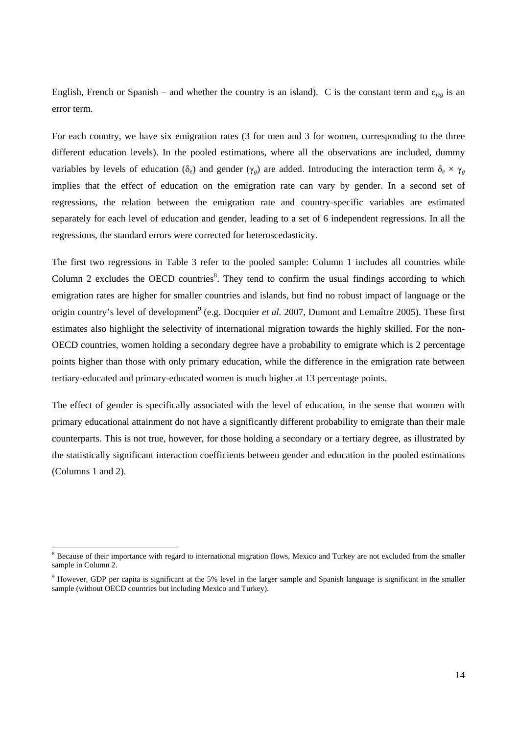English, French or Spanish – and whether the country is an island). C is the constant term and $\varepsilon_{ieg}$ is an error term.

For each country, we have six emigration rates (3 for men and 3 for women, corresponding to the three different education levels). In the pooled estimations, where all the observations are included, dummy variables by levels of education ($\delta_e$) and gender ($\gamma_g$) are added. Introducing the interaction term $\delta_e \times \gamma_g$ implies that the effect of education on the emigration rate can vary by gender. In a second set of regressions, the relation between the emigration rate and country-specific variables are estimated separately for each level of education and gender, leading to a set of 6 independent regressions. In all the regressions, the standard errors were corrected for heteroscedasticity.

The first two regressions in Table 3 refer to the pooled sample: Column 1 includes all countries while Column 2 excludes the OECD countries[8]. They tend to confirm the usual findings according to which emigration rates are higher for smaller countries and islands, but find no robust impact of language or the origin country's level of development[9] (e.g. Docquier *et al.* 2007, Dumont and Lemaître 2005). These first estimates also highlight the selectivity of international migration towards the highly skilled. For the non-OECD countries, women holding a secondary degree have a probability to emigrate which is 2 percentage points higher than those with only primary education, while the difference in the emigration rate between tertiary-educated and primary-educated women is much higher at 13 percentage points.

The effect of gender is specifically associated with the level of education, in the sense that women with primary educational attainment do not have a significantly different probability to emigrate than their male counterparts. This is not true, however, for those holding a secondary or a tertiary degree, as illustrated by the statistically significant interaction coefficients between gender and education in the pooled estimations (Columns 1 and 2).

---

[8] Because of their importance with regard to international migration flows, Mexico and Turkey are not excluded from the smaller sample in Column 2.

[9] However, GDP per capita is significant at the 5% level in the larger sample and Spanish language is significant in the smaller sample (without OECD countries but including Mexico and Turkey).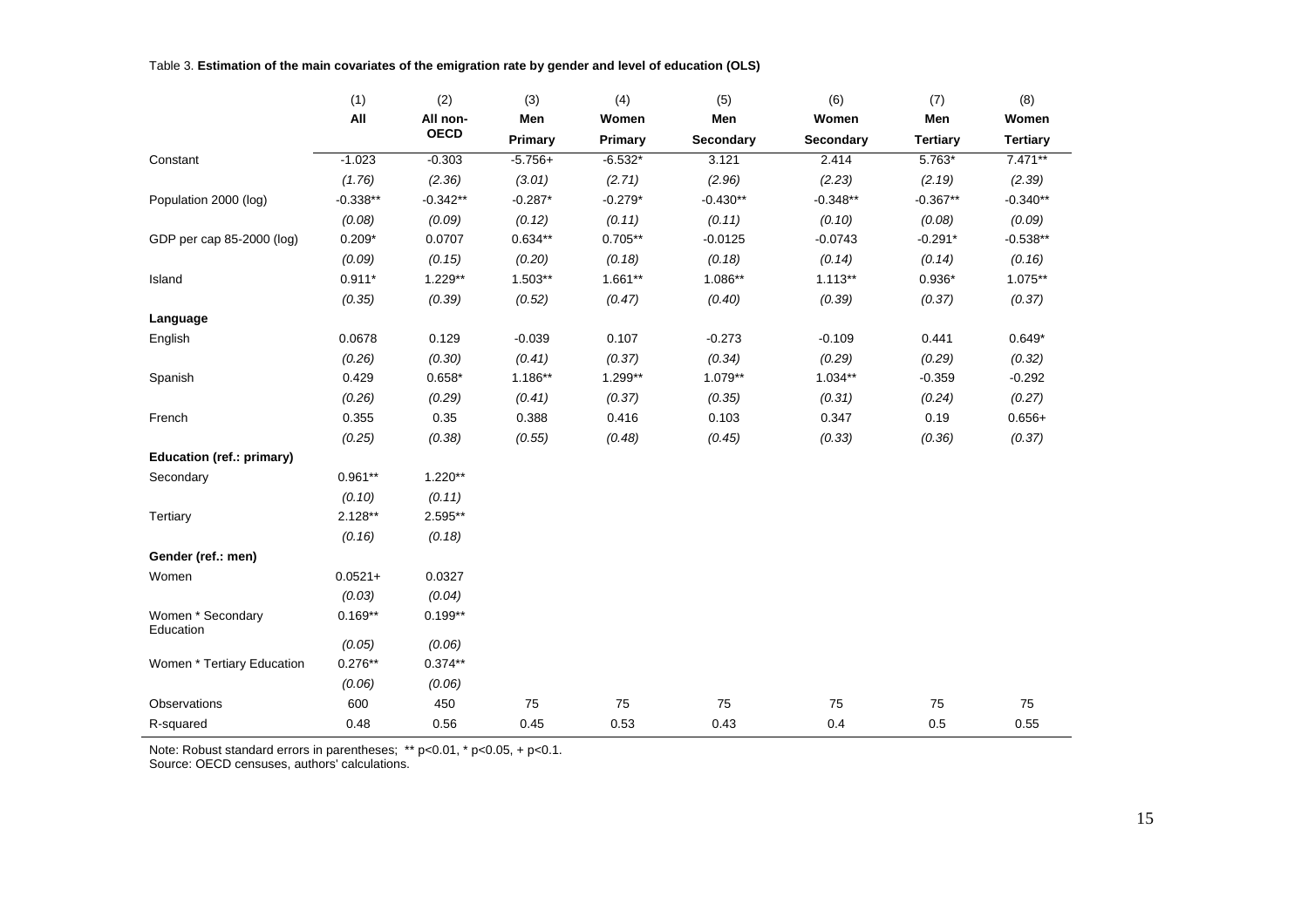Table 3. **Estimation of the main covariates of the emigration rate by gender and level of education (OLS)**

| | (1) | (2) | (3) | (4) | (5) | (6) | (7) | (8) |
|---|---|---|---|---|---|---|---|---|
| | **All** | **All non-OECD** | **Men Primary** | **Women Primary** | **Men Secondary** | **Women Secondary** | **Men Tertiary** | **Women Tertiary** |
| Constant | -1.023 | -0.303 | -5.756+ | -6.532* | 3.121 | 2.414 | 5.763* | 7.471** |
| | *(1.76)* | *(2.36)* | *(3.01)* | *(2.71)* | *(2.96)* | *(2.23)* | *(2.19)* | *(2.39)* |
| Population 2000 (log) | -0.338** | -0.342** | -0.287* | -0.279* | -0.430** | -0.348** | -0.367** | -0.340** |
| | *(0.08)* | *(0.09)* | *(0.12)* | *(0.11)* | *(0.11)* | *(0.10)* | *(0.08)* | *(0.09)* |
| GDP per cap 85-2000 (log) | 0.209* | 0.0707 | 0.634** | 0.705** | -0.0125 | -0.0743 | -0.291* | -0.538** |
| | *(0.09)* | *(0.15)* | *(0.20)* | *(0.18)* | *(0.18)* | *(0.14)* | *(0.14)* | *(0.16)* |
| Island | 0.911* | 1.229** | 1.503** | 1.661** | 1.086** | 1.113** | 0.936* | 1.075** |
| | *(0.35)* | *(0.39)* | *(0.52)* | *(0.47)* | *(0.40)* | *(0.39)* | *(0.37)* | *(0.37)* |
| **Language** | | | | | | | | |
| English | 0.0678 | 0.129 | -0.039 | 0.107 | -0.273 | -0.109 | 0.441 | 0.649* |
| | *(0.26)* | *(0.30)* | *(0.41)* | *(0.37)* | *(0.34)* | *(0.29)* | *(0.29)* | *(0.32)* |
| Spanish | 0.429 | 0.658* | 1.186** | 1.299** | 1.079** | 1.034** | -0.359 | -0.292 |
| | *(0.26)* | *(0.29)* | *(0.41)* | *(0.37)* | *(0.35)* | *(0.31)* | *(0.24)* | *(0.27)* |
| French | 0.355 | 0.35 | 0.388 | 0.416 | 0.103 | 0.347 | 0.19 | 0.656+ |
| | *(0.25)* | *(0.38)* | *(0.55)* | *(0.48)* | *(0.45)* | *(0.33)* | *(0.36)* | *(0.37)* |
| **Education (ref.: primary)** | | | | | | | | |
| Secondary | 0.961** | 1.220** | | | | | | |
| | *(0.10)* | *(0.11)* | | | | | | |
| Tertiary | 2.128** | 2.595** | | | | | | |
| | *(0.16)* | *(0.18)* | | | | | | |
| **Gender (ref.: men)** | | | | | | | | |
| Women | 0.0521+ | 0.0327 | | | | | | |
| | *(0.03)* | *(0.04)* | | | | | | |
| Women * Secondary Education | 0.169** | 0.199** | | | | | | |
| | *(0.05)* | *(0.06)* | | | | | | |
| Women * Tertiary Education | 0.276** | 0.374** | | | | | | |
| | *(0.06)* | *(0.06)* | | | | | | |
| Observations | 600 | 450 | 75 | 75 | 75 | 75 | 75 | 75 |
| R-squared | 0.48 | 0.56 | 0.45 | 0.53 | 0.43 | 0.4 | 0.5 | 0.55 |

Note: Robust standard errors in parentheses; ** p<0.01, * p<0.05, + p<0.1.
Source: OECD censuses, authors' calculations.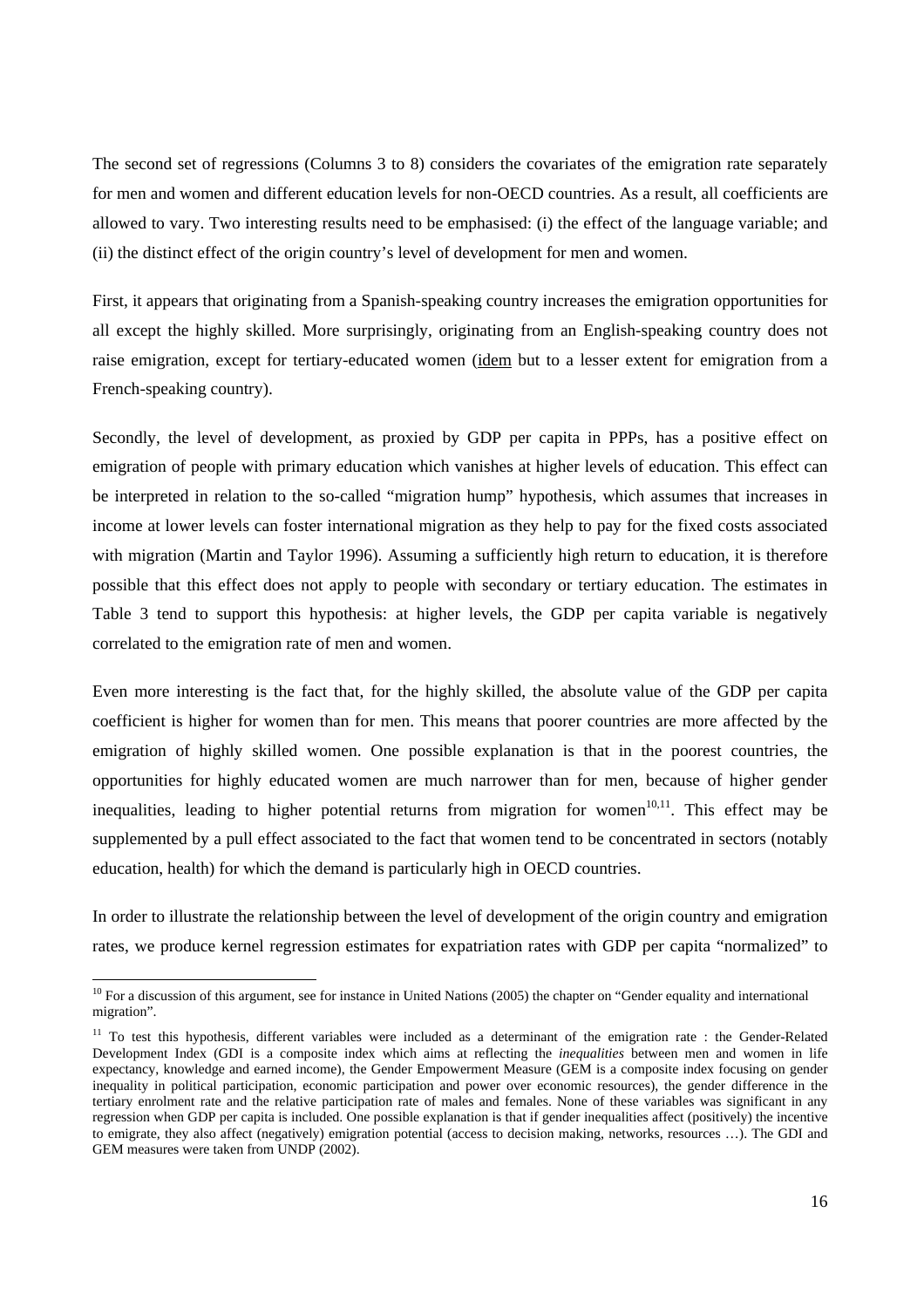The second set of regressions (Columns 3 to 8) considers the covariates of the emigration rate separately for men and women and different education levels for non-OECD countries. As a result, all coefficients are allowed to vary. Two interesting results need to be emphasised: (i) the effect of the language variable; and (ii) the distinct effect of the origin country's level of development for men and women.

First, it appears that originating from a Spanish-speaking country increases the emigration opportunities for all except the highly skilled. More surprisingly, originating from an English-speaking country does not raise emigration, except for tertiary-educated women (idem but to a lesser extent for emigration from a French-speaking country).

Secondly, the level of development, as proxied by GDP per capita in PPPs, has a positive effect on emigration of people with primary education which vanishes at higher levels of education. This effect can be interpreted in relation to the so-called "migration hump" hypothesis, which assumes that increases in income at lower levels can foster international migration as they help to pay for the fixed costs associated with migration (Martin and Taylor 1996). Assuming a sufficiently high return to education, it is therefore possible that this effect does not apply to people with secondary or tertiary education. The estimates in Table 3 tend to support this hypothesis: at higher levels, the GDP per capita variable is negatively correlated to the emigration rate of men and women.

Even more interesting is the fact that, for the highly skilled, the absolute value of the GDP per capita coefficient is higher for women than for men. This means that poorer countries are more affected by the emigration of highly skilled women. One possible explanation is that in the poorest countries, the opportunities for highly educated women are much narrower than for men, because of higher gender inequalities, leading to higher potential returns from migration for women[10,11]. This effect may be supplemented by a pull effect associated to the fact that women tend to be concentrated in sectors (notably education, health) for which the demand is particularly high in OECD countries.

In order to illustrate the relationship between the level of development of the origin country and emigration rates, we produce kernel regression estimates for expatriation rates with GDP per capita "normalized" to

---

[10] For a discussion of this argument, see for instance in United Nations (2005) the chapter on "Gender equality and international migration".

[11] To test this hypothesis, different variables were included as a determinant of the emigration rate : the Gender-Related Development Index (GDI is a composite index which aims at reflecting the *inequalities* between men and women in life expectancy, knowledge and earned income), the Gender Empowerment Measure (GEM is a composite index focusing on gender inequality in political participation, economic participation and power over economic resources), the gender difference in the tertiary enrolment rate and the relative participation rate of males and females. None of these variables was significant in any regression when GDP per capita is included. One possible explanation is that if gender inequalities affect (positively) the incentive to emigrate, they also affect (negatively) emigration potential (access to decision making, networks, resources …). The GDI and GEM measures were taken from UNDP (2002).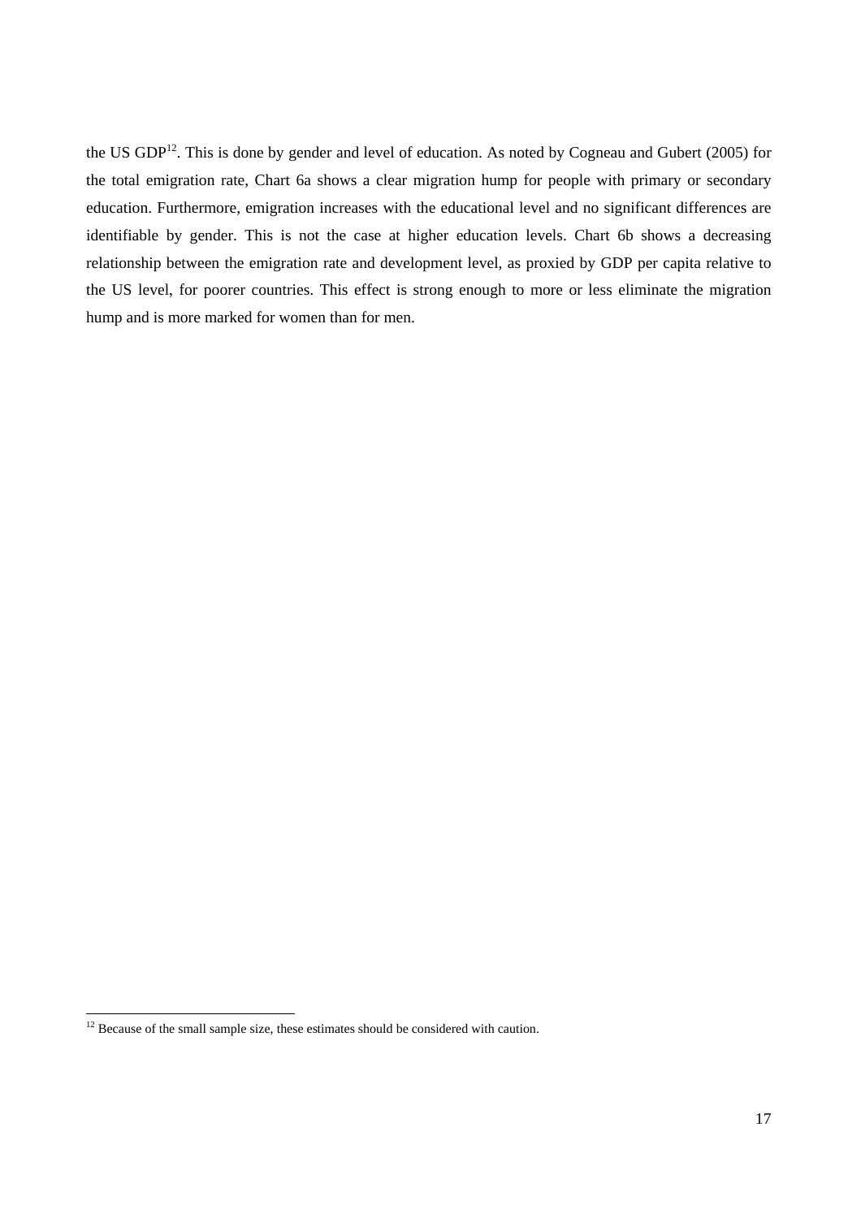the US GDP[12]. This is done by gender and level of education. As noted by Cogneau and Gubert (2005) for the total emigration rate, Chart 6a shows a clear migration hump for people with primary or secondary education. Furthermore, emigration increases with the educational level and no significant differences are identifiable by gender. This is not the case at higher education levels. Chart 6b shows a decreasing relationship between the emigration rate and development level, as proxied by GDP per capita relative to the US level, for poorer countries. This effect is strong enough to more or less eliminate the migration hump and is more marked for women than for men.

[12] Because of the small sample size, these estimates should be considered with caution.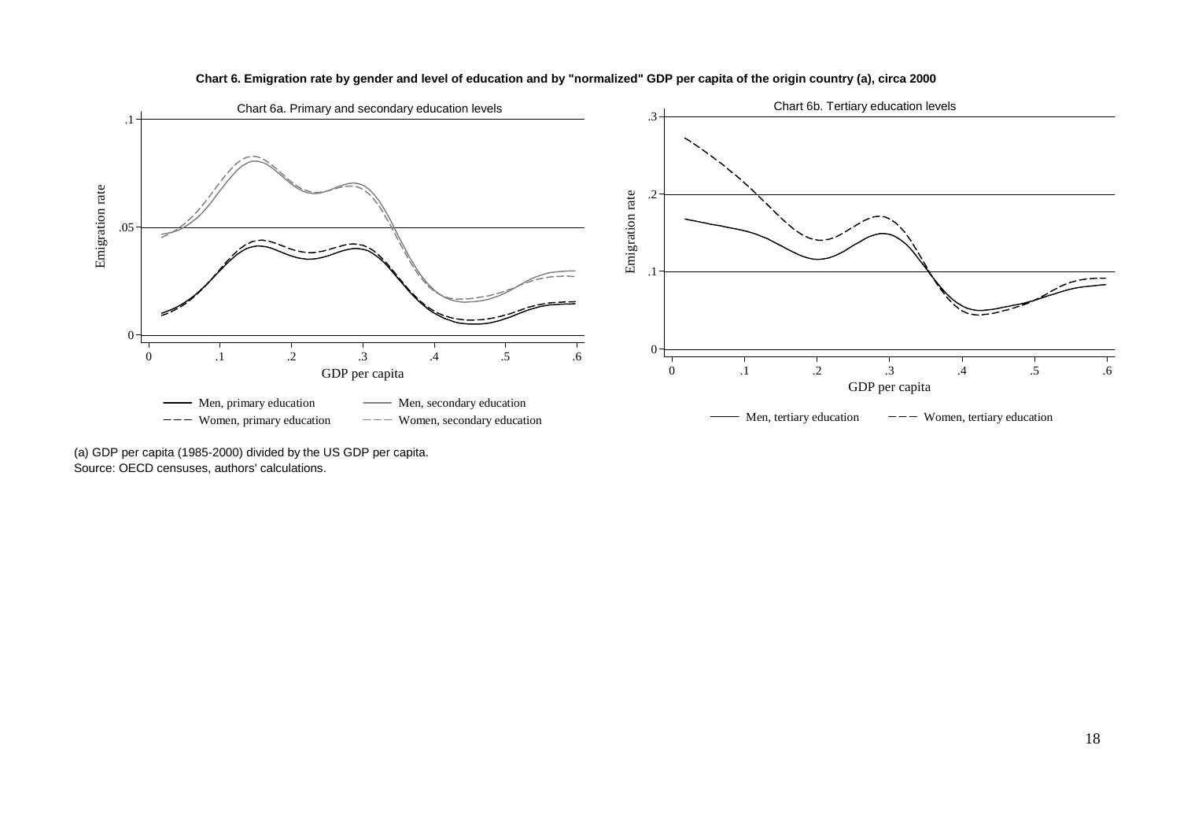**Chart 6. Emigration rate by gender and level of education and by "normalized" GDP per capita of the origin country (a), circa 2000**

(a) GDP per capita (1985-2000) divided by the US GDP per capita.
Source: OECD censuses, authors' calculations.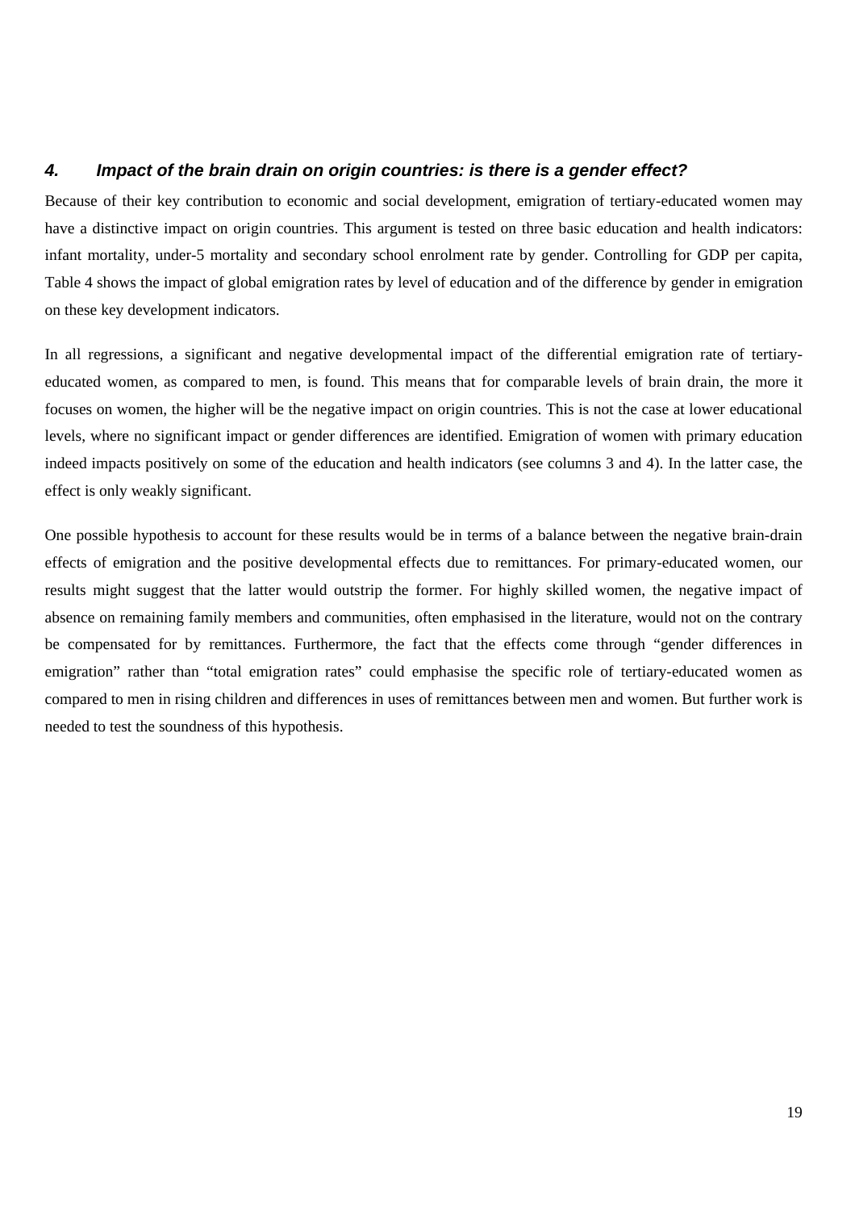## *4. Impact of the brain drain on origin countries: is there is a gender effect?*

Because of their key contribution to economic and social development, emigration of tertiary-educated women may have a distinctive impact on origin countries. This argument is tested on three basic education and health indicators: infant mortality, under-5 mortality and secondary school enrolment rate by gender. Controlling for GDP per capita, Table 4 shows the impact of global emigration rates by level of education and of the difference by gender in emigration on these key development indicators.

In all regressions, a significant and negative developmental impact of the differential emigration rate of tertiary-educated women, as compared to men, is found. This means that for comparable levels of brain drain, the more it focuses on women, the higher will be the negative impact on origin countries. This is not the case at lower educational levels, where no significant impact or gender differences are identified. Emigration of women with primary education indeed impacts positively on some of the education and health indicators (see columns 3 and 4). In the latter case, the effect is only weakly significant.

One possible hypothesis to account for these results would be in terms of a balance between the negative brain-drain effects of emigration and the positive developmental effects due to remittances. For primary-educated women, our results might suggest that the latter would outstrip the former. For highly skilled women, the negative impact of absence on remaining family members and communities, often emphasised in the literature, would not on the contrary be compensated for by remittances. Furthermore, the fact that the effects come through "gender differences in emigration" rather than "total emigration rates" could emphasise the specific role of tertiary-educated women as compared to men in rising children and differences in uses of remittances between men and women. But further work is needed to test the soundness of this hypothesis.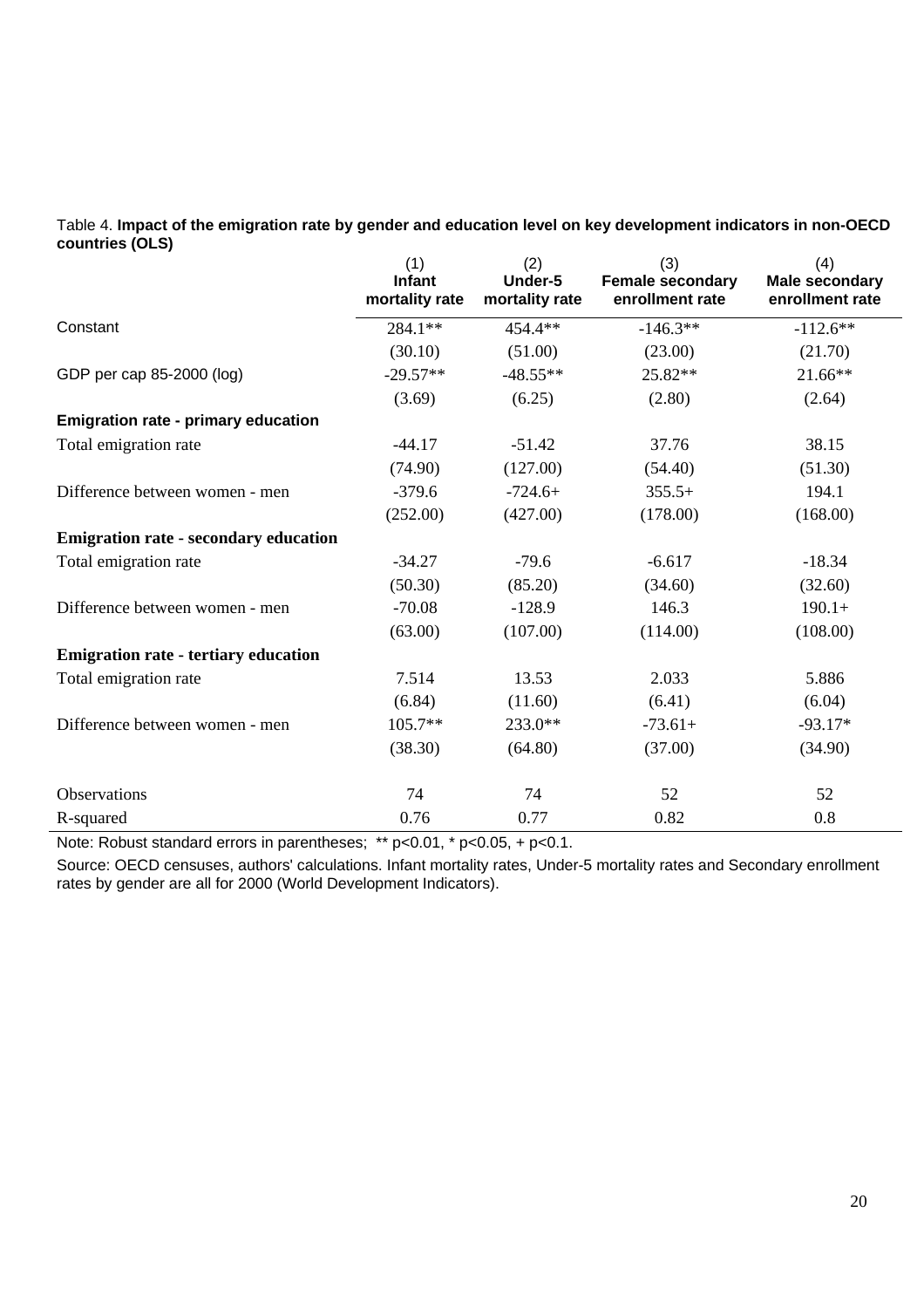Table 4. **Impact of the emigration rate by gender and education level on key development indicators in non-OECD countries (OLS)**

| | (1) **Infant mortality rate** | (2) **Under-5 mortality rate** | (3) **Female secondary enrollment rate** | (4) **Male secondary enrollment rate** |
|---|---|---|---|---|
| Constant | 284.1** | 454.4** | -146.3** | -112.6** |
| | (30.10) | (51.00) | (23.00) | (21.70) |
| GDP per cap 85-2000 (log) | -29.57** | -48.55** | 25.82** | 21.66** |
| | (3.69) | (6.25) | (2.80) | (2.64) |
| **Emigration rate - primary education** | | | | |
| Total emigration rate | -44.17 | -51.42 | 37.76 | 38.15 |
| | (74.90) | (127.00) | (54.40) | (51.30) |
| Difference between women - men | -379.6 | -724.6+ | 355.5+ | 194.1 |
| | (252.00) | (427.00) | (178.00) | (168.00) |
| **Emigration rate - secondary education** | | | | |
| Total emigration rate | -34.27 | -79.6 | -6.617 | -18.34 |
| | (50.30) | (85.20) | (34.60) | (32.60) |
| Difference between women - men | -70.08 | -128.9 | 146.3 | 190.1+ |
| | (63.00) | (107.00) | (114.00) | (108.00) |
| **Emigration rate - tertiary education** | | | | |
| Total emigration rate | 7.514 | 13.53 | 2.033 | 5.886 |
| | (6.84) | (11.60) | (6.41) | (6.04) |
| Difference between women - men | 105.7** | 233.0** | -73.61+ | -93.17* |
| | (38.30) | (64.80) | (37.00) | (34.90) |
| Observations | 74 | 74 | 52 | 52 |
| R-squared | 0.76 | 0.77 | 0.82 | 0.8 |

Note: Robust standard errors in parentheses; ** p<0.01, * p<0.05, + p<0.1.

Source: OECD censuses, authors' calculations. Infant mortality rates, Under-5 mortality rates and Secondary enrollment rates by gender are all for 2000 (World Development Indicators).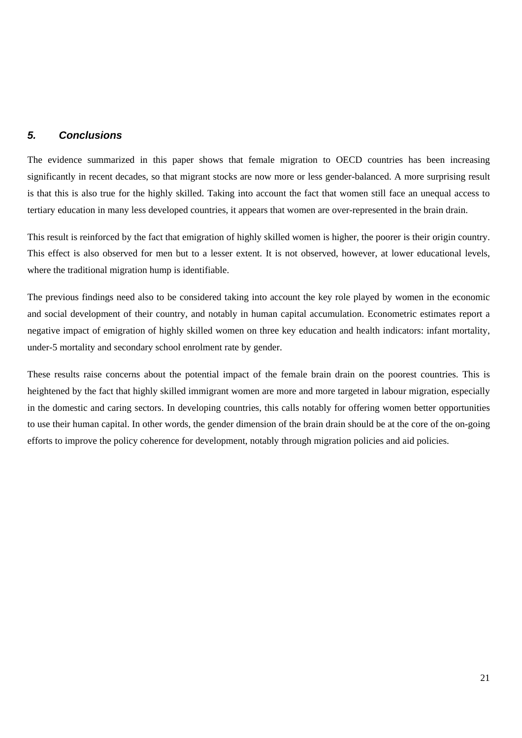## *5. Conclusions*

The evidence summarized in this paper shows that female migration to OECD countries has been increasing significantly in recent decades, so that migrant stocks are now more or less gender-balanced. A more surprising result is that this is also true for the highly skilled. Taking into account the fact that women still face an unequal access to tertiary education in many less developed countries, it appears that women are over-represented in the brain drain.

This result is reinforced by the fact that emigration of highly skilled women is higher, the poorer is their origin country. This effect is also observed for men but to a lesser extent. It is not observed, however, at lower educational levels, where the traditional migration hump is identifiable.

The previous findings need also to be considered taking into account the key role played by women in the economic and social development of their country, and notably in human capital accumulation. Econometric estimates report a negative impact of emigration of highly skilled women on three key education and health indicators: infant mortality, under-5 mortality and secondary school enrolment rate by gender.

These results raise concerns about the potential impact of the female brain drain on the poorest countries. This is heightened by the fact that highly skilled immigrant women are more and more targeted in labour migration, especially in the domestic and caring sectors. In developing countries, this calls notably for offering women better opportunities to use their human capital. In other words, the gender dimension of the brain drain should be at the core of the on-going efforts to improve the policy coherence for development, notably through migration policies and aid policies.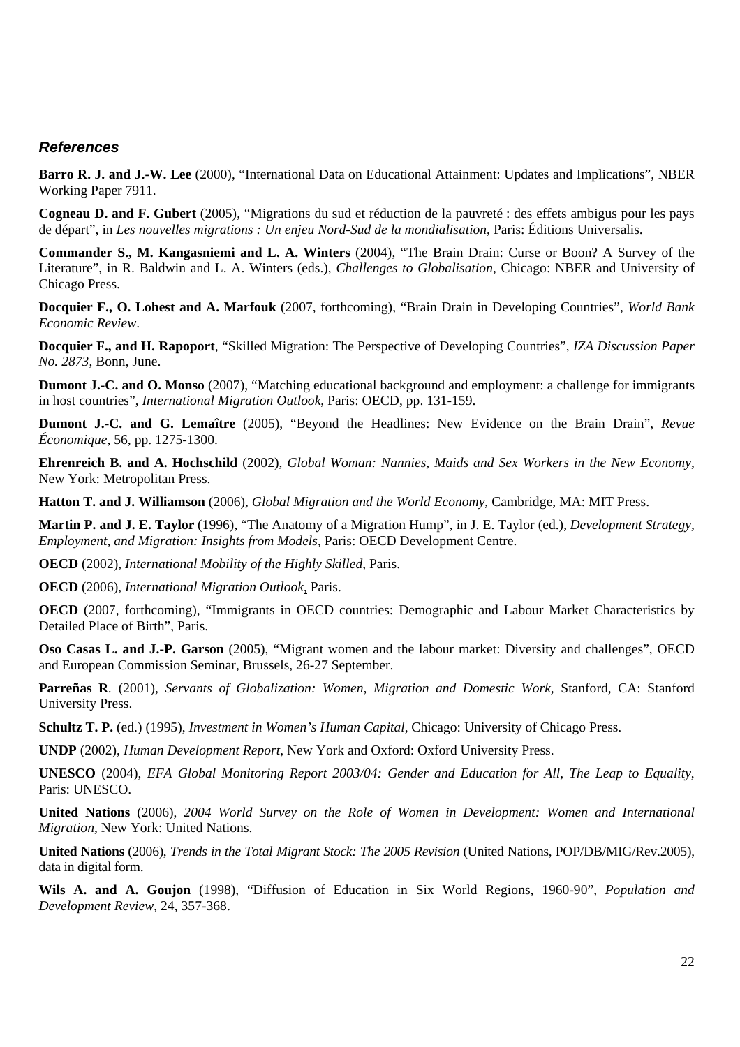### *References*

**Barro R. J. and J.-W. Lee** (2000), "International Data on Educational Attainment: Updates and Implications", NBER Working Paper 7911.

**Cogneau D. and F. Gubert** (2005), "Migrations du sud et réduction de la pauvreté : des effets ambigus pour les pays de départ", in *Les nouvelles migrations : Un enjeu Nord-Sud de la mondialisation*, Paris: Éditions Universalis.

**Commander S., M. Kangasniemi and L. A. Winters** (2004), "The Brain Drain: Curse or Boon? A Survey of the Literature", in R. Baldwin and L. A. Winters (eds.), *Challenges to Globalisation*, Chicago: NBER and University of Chicago Press.

**Docquier F., O. Lohest and A. Marfouk** (2007, forthcoming), "Brain Drain in Developing Countries", *World Bank Economic Review*.

**Docquier F., and H. Rapoport**, "Skilled Migration: The Perspective of Developing Countries", *IZA Discussion Paper No. 2873*, Bonn, June.

**Dumont J.-C. and O. Monso** (2007), "Matching educational background and employment: a challenge for immigrants in host countries", *International Migration Outlook*, Paris: OECD, pp. 131-159.

**Dumont J.-C. and G. Lemaître** (2005), "Beyond the Headlines: New Evidence on the Brain Drain", *Revue Économique*, 56, pp. 1275-1300.

**Ehrenreich B. and A. Hochschild** (2002), *Global Woman: Nannies, Maids and Sex Workers in the New Economy*, New York: Metropolitan Press.

**Hatton T. and J. Williamson** (2006), *Global Migration and the World Economy*, Cambridge, MA: MIT Press.

**Martin P. and J. E. Taylor** (1996), "The Anatomy of a Migration Hump", in J. E. Taylor (ed.), *Development Strategy, Employment, and Migration: Insights from Models*, Paris: OECD Development Centre.

**OECD** (2002), *International Mobility of the Highly Skilled*, Paris.

**OECD** (2006), *International Migration Outlook*, Paris.

**OECD** (2007, forthcoming), "Immigrants in OECD countries: Demographic and Labour Market Characteristics by Detailed Place of Birth", Paris.

**Oso Casas L. and J.-P. Garson** (2005), "Migrant women and the labour market: Diversity and challenges", OECD and European Commission Seminar, Brussels, 26-27 September.

**Parreñas R**. (2001), *Servants of Globalization: Women, Migration and Domestic Work*, Stanford, CA: Stanford University Press.

**Schultz T. P.** (ed.) (1995), *Investment in Women's Human Capital*, Chicago: University of Chicago Press.

**UNDP** (2002), *Human Development Report*, New York and Oxford: Oxford University Press.

**UNESCO** (2004), *EFA Global Monitoring Report 2003/04: Gender and Education for All, The Leap to Equality*, Paris: UNESCO.

**United Nations** (2006), *2004 World Survey on the Role of Women in Development: Women and International Migration*, New York: United Nations.

**United Nations** (2006), *Trends in the Total Migrant Stock: The 2005 Revision* (United Nations, POP/DB/MIG/Rev.2005), data in digital form.

**Wils A. and A. Goujon** (1998), "Diffusion of Education in Six World Regions, 1960-90", *Population and Development Review*, 24, 357-368.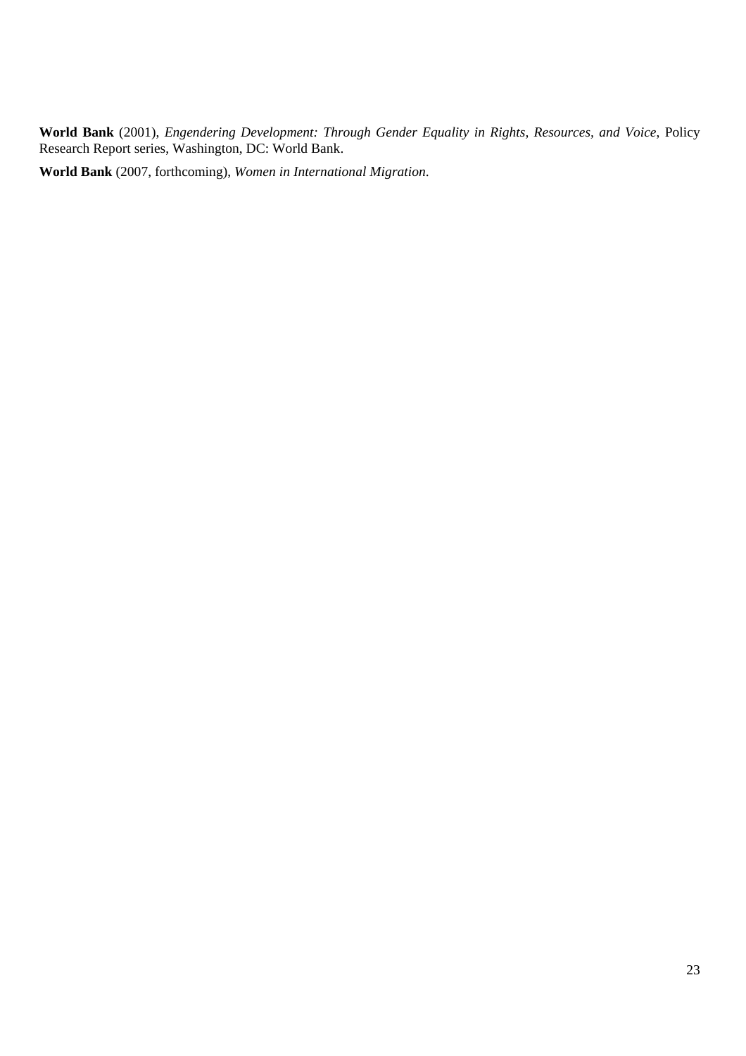**World Bank** (2001), *Engendering Development: Through Gender Equality in Rights, Resources, and Voice*, Policy Research Report series, Washington, DC: World Bank.

**World Bank** (2007, forthcoming), *Women in International Migration*.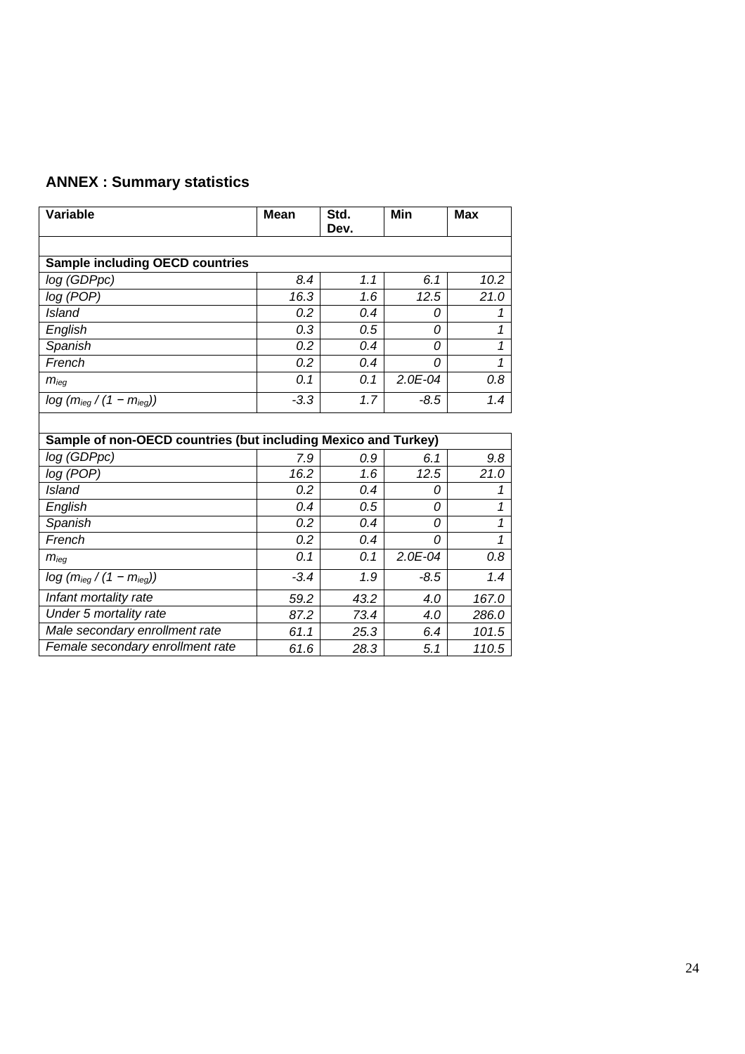## ANNEX : Summary statistics

| Variable | Mean | Std. Dev. | Min | Max |
|---|---|---|---|---|
| **Sample including OECD countries** | | | | |
| *log (GDPpc)* | 8.4 | 1.1 | 6.1 | 10.2 |
| *log (POP)* | 16.3 | 1.6 | 12.5 | 21.0 |
| *Island* | 0.2 | 0.4 | 0 | 1 |
| *English* | 0.3 | 0.5 | 0 | 1 |
| *Spanish* | 0.2 | 0.4 | 0 | 1 |
| *French* | 0.2 | 0.4 | 0 | 1 |
| $m_{ieg}$ | 0.1 | 0.1 | 2.0E-04 | 0.8 |
| $log\ (m_{ieg} / (1 - m_{ieg}))$ | -3.3 | 1.7 | -8.5 | 1.4 |
| **Sample of non-OECD countries (but including Mexico and Turkey)** | | | | |
| *log (GDPpc)* | 7.9 | 0.9 | 6.1 | 9.8 |
| *log (POP)* | 16.2 | 1.6 | 12.5 | 21.0 |
| *Island* | 0.2 | 0.4 | 0 | 1 |
| *English* | 0.4 | 0.5 | 0 | 1 |
| *Spanish* | 0.2 | 0.4 | 0 | 1 |
| *French* | 0.2 | 0.4 | 0 | 1 |
| $m_{ieg}$ | 0.1 | 0.1 | 2.0E-04 | 0.8 |
| $log\ (m_{ieg} / (1 - m_{ieg}))$ | -3.4 | 1.9 | -8.5 | 1.4 |
| *Infant mortality rate* | 59.2 | 43.2 | 4.0 | 167.0 |
| *Under 5 mortality rate* | 87.2 | 73.4 | 4.0 | 286.0 |
| *Male secondary enrollment rate* | 61.1 | 25.3 | 6.4 | 101.5 |
| *Female secondary enrollment rate* | 61.6 | 28.3 | 5.1 | 110.5 |